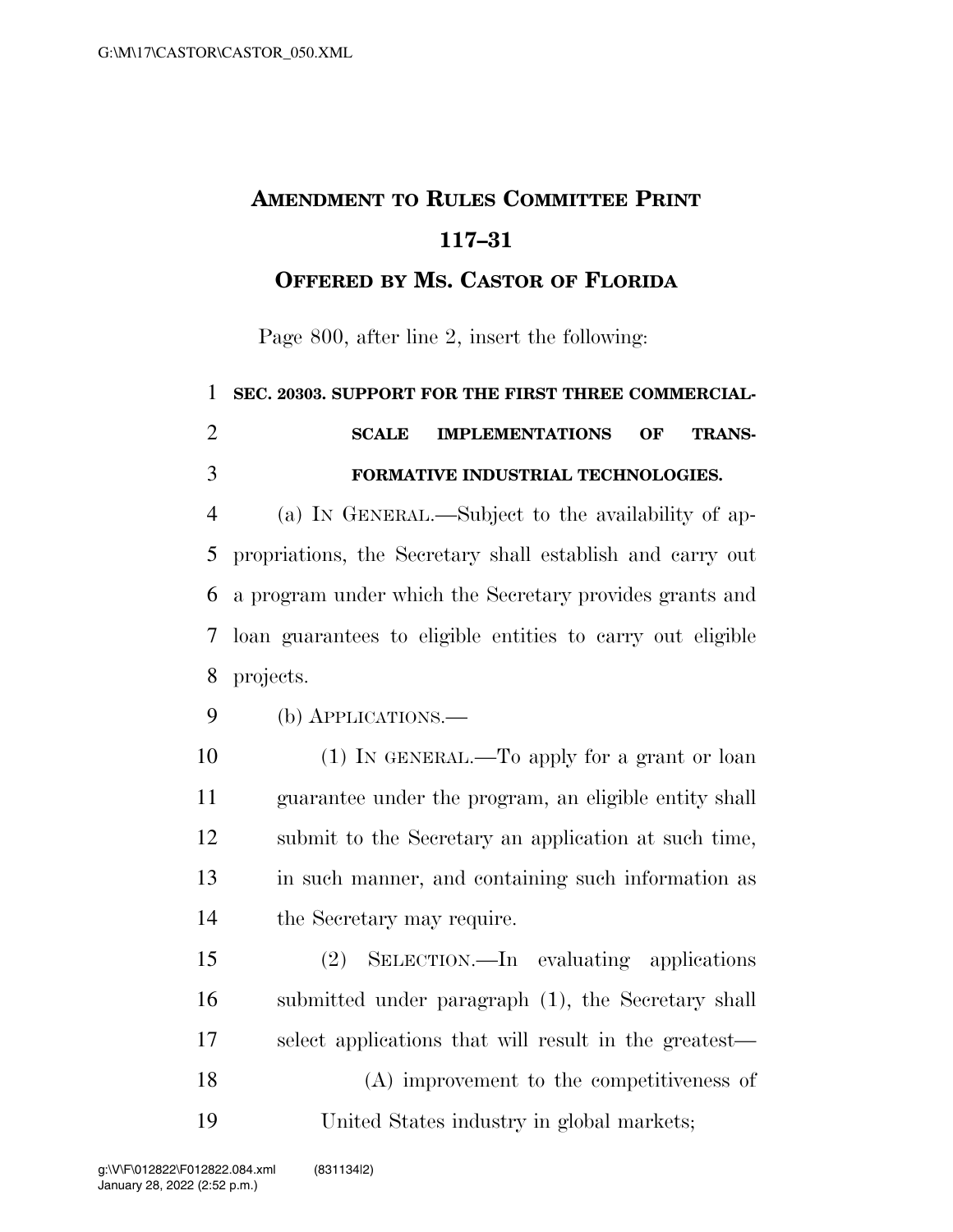# AMENDMENT TO RULES COMMITTEE PRINT 117–31

## OFFERED BY MS. CASTOR OF FLORIDA

Page 800, after line 2, insert the following:

**SEC. 20303. SUPPORT FOR THE FIRST THREE COMMERCIAL-SCALE IMPLEMENTATIONS OF TRANSFORMATIVE INDUSTRIAL TECHNOLOGIES.**

(a) IN GENERAL.—Subject to the availability of appropriations, the Secretary shall establish and carry out a program under which the Secretary provides grants and loan guarantees to eligible entities to carry out eligible projects.

(b) APPLICATIONS.—

(1) IN GENERAL.—To apply for a grant or loan guarantee under the program, an eligible entity shall submit to the Secretary an application at such time, in such manner, and containing such information as the Secretary may require.

(2) SELECTION.—In evaluating applications submitted under paragraph (1), the Secretary shall select applications that will result in the greatest—

(A) improvement to the competitiveness of United States industry in global markets;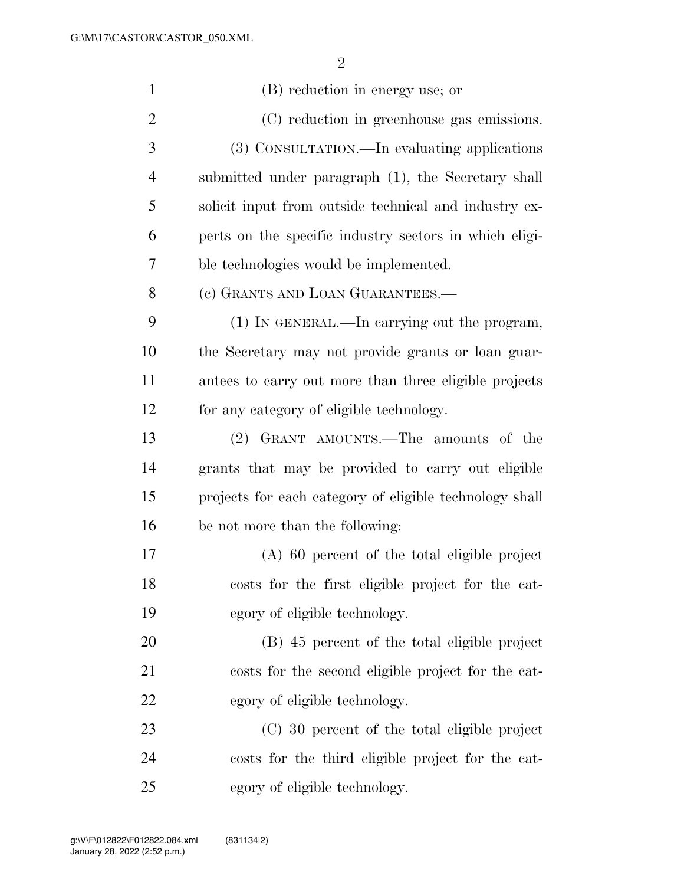(B) reduction in energy use; or

(C) reduction in greenhouse gas emissions.

(3) CONSULTATION.—In evaluating applications submitted under paragraph (1), the Secretary shall solicit input from outside technical and industry experts on the specific industry sectors in which eligible technologies would be implemented.

(c) GRANTS AND LOAN GUARANTEES.—

(1) IN GENERAL.—In carrying out the program, the Secretary may not provide grants or loan guarantees to carry out more than three eligible projects for any category of eligible technology.

(2) GRANT AMOUNTS.—The amounts of the grants that may be provided to carry out eligible projects for each category of eligible technology shall be not more than the following:

(A) 60 percent of the total eligible project costs for the first eligible project for the category of eligible technology.

(B) 45 percent of the total eligible project costs for the second eligible project for the category of eligible technology.

(C) 30 percent of the total eligible project costs for the third eligible project for the category of eligible technology.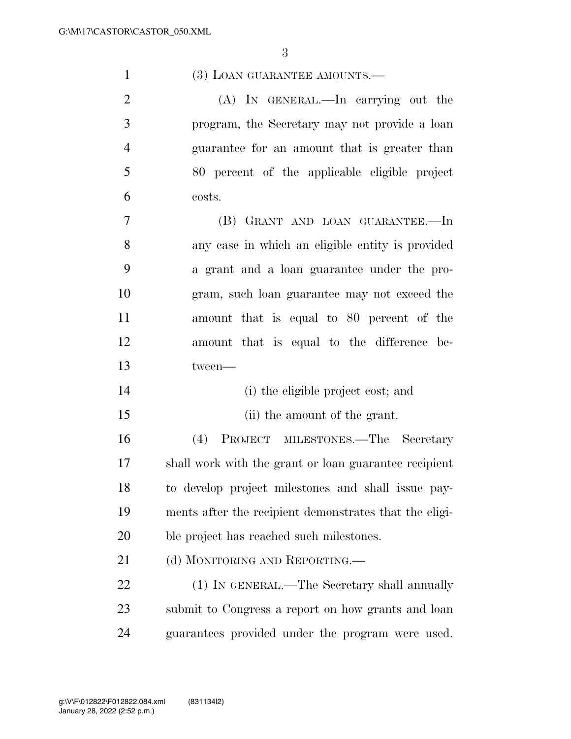(3) LOAN GUARANTEE AMOUNTS.—

(A) IN GENERAL.—In carrying out the program, the Secretary may not provide a loan guarantee for an amount that is greater than 80 percent of the applicable eligible project costs.

(B) GRANT AND LOAN GUARANTEE.—In any case in which an eligible entity is provided a grant and a loan guarantee under the program, such loan guarantee may not exceed the amount that is equal to 80 percent of the amount that is equal to the difference between—

(i) the eligible project cost; and

(ii) the amount of the grant.

(4) PROJECT MILESTONES.—The Secretary shall work with the grant or loan guarantee recipient to develop project milestones and shall issue payments after the recipient demonstrates that the eligible project has reached such milestones.

(d) MONITORING AND REPORTING.—

(1) IN GENERAL.—The Secretary shall annually submit to Congress a report on how grants and loan guarantees provided under the program were used.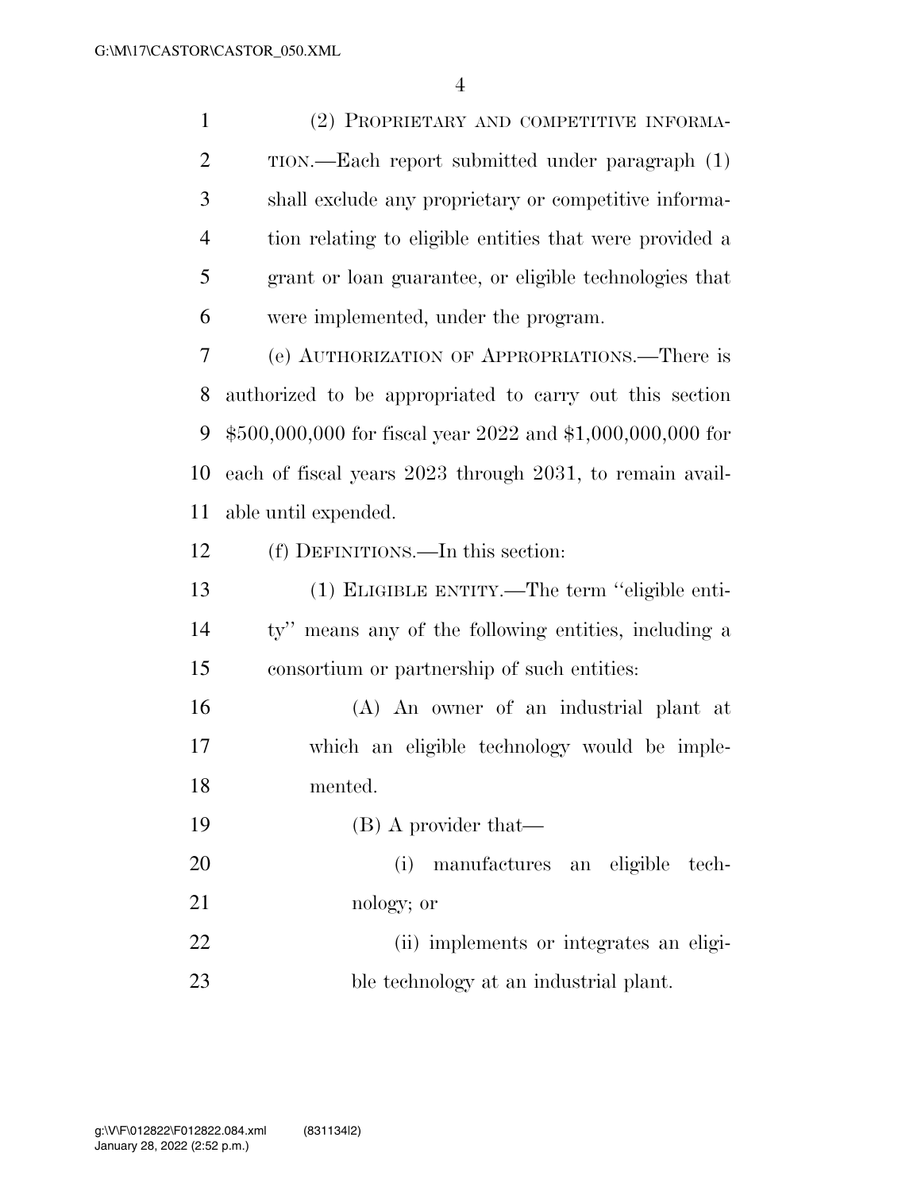(2) PROPRIETARY AND COMPETITIVE INFORMATION.—Each report submitted under paragraph (1) shall exclude any proprietary or competitive information relating to eligible entities that were provided a grant or loan guarantee, or eligible technologies that were implemented, under the program.

(e) AUTHORIZATION OF APPROPRIATIONS.—There is authorized to be appropriated to carry out this section $500,000,000 for fiscal year 2022 and $1,000,000,000 for each of fiscal years 2023 through 2031, to remain available until expended.

(f) DEFINITIONS.—In this section:

(1) ELIGIBLE ENTITY.—The term ''eligible entity'' means any of the following entities, including a consortium or partnership of such entities:

(A) An owner of an industrial plant at which an eligible technology would be implemented.

(B) A provider that—

(i) manufactures an eligible technology; or

(ii) implements or integrates an eligible technology at an industrial plant.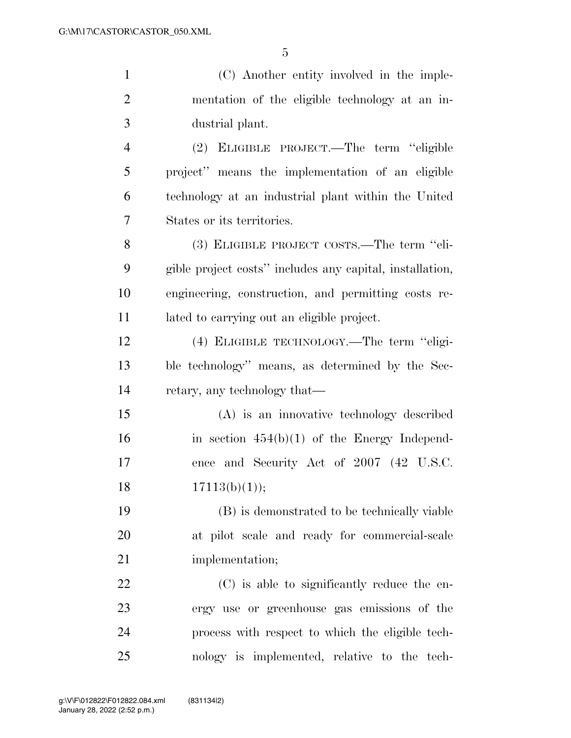(C) Another entity involved in the implementation of the eligible technology at an industrial plant.

(2) ELIGIBLE PROJECT.—The term ''eligible project'' means the implementation of an eligible technology at an industrial plant within the United States or its territories.

(3) ELIGIBLE PROJECT COSTS.—The term ''eligible project costs'' includes any capital, installation, engineering, construction, and permitting costs related to carrying out an eligible project.

(4) ELIGIBLE TECHNOLOGY.—The term ''eligible technology'' means, as determined by the Secretary, any technology that—

(A) is an innovative technology described in section 454(b)(1) of the Energy Independence and Security Act of 2007 (42 U.S.C. 17113(b)(1));

(B) is demonstrated to be technically viable at pilot scale and ready for commercial-scale implementation;

(C) is able to significantly reduce the energy use or greenhouse gas emissions of the process with respect to which the eligible technology is implemented, relative to the tech-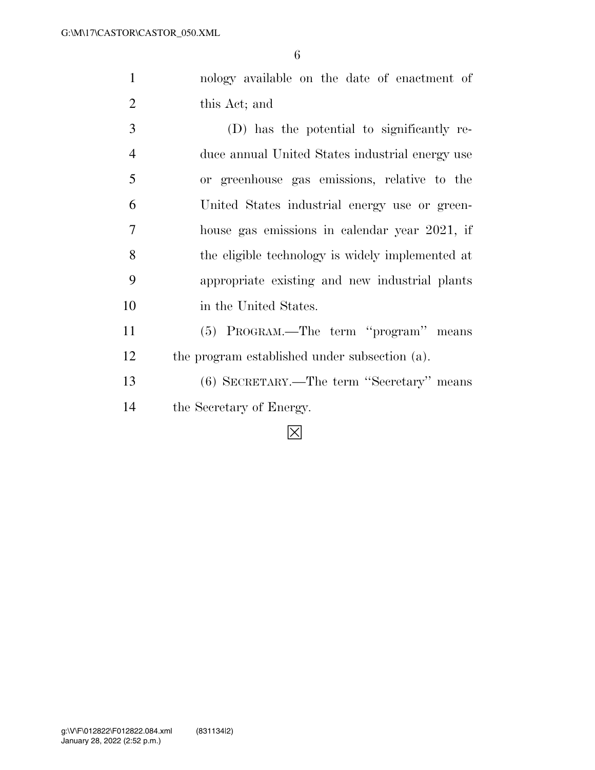nology available on the date of enactment of this Act; and

(D) has the potential to significantly reduce annual United States industrial energy use or greenhouse gas emissions, relative to the United States industrial energy use or greenhouse gas emissions in calendar year 2021, if the eligible technology is widely implemented at appropriate existing and new industrial plants in the United States.

(5) PROGRAM.—The term "program" means the program established under subsection (a).

(6) SECRETARY.—The term "Secretary" means the Secretary of Energy.